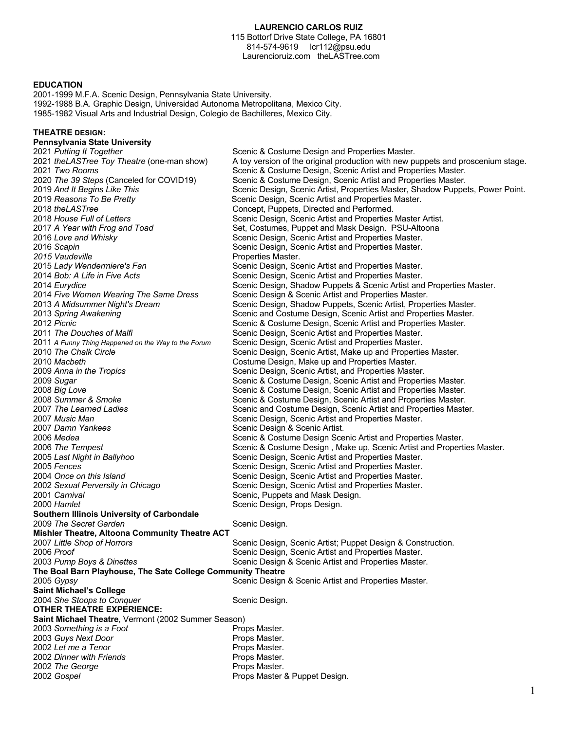**LAURENCIO CARLOS RUIZ**
115 Bottorf Drive State College, PA 16801
814-574-9619 lcr112@psu.edu
Laurencioruiz.com theLASTree.com

## EDUCATION

2001-1999 M.F.A. Scenic Design, Pennsylvania State University.
1992-1988 B.A. Graphic Design, Universidad Autonoma Metropolitana, Mexico City.
1985-1982 Visual Arts and Industrial Design, Colegio de Bachilleres, Mexico City.

## THEATRE DESIGN:

**Pennsylvania State University**

| | |
|---|---|
| 2021 *Putting It Together* | Scenic & Costume Design and Properties Master. |
| 2021 *theLASTree Toy Theatre* (one-man show) | A toy version of the original production with new puppets and proscenium stage. |
| 2021 *Two Rooms* | Scenic & Costume Design, Scenic Artist and Properties Master. |
| 2020 *The 39 Steps* (Canceled for COVID19) | Scenic & Costume Design, Scenic Artist and Properties Master. |
| 2019 *And It Begins Like This* | Scenic Design, Scenic Artist, Properties Master, Shadow Puppets, Power Point. |
| 2019 *Reasons To Be Pretty* | Scenic Design, Scenic Artist and Properties Master. |
| 2018 *theLASTree* | Concept, Puppets, Directed and Performed. |
| 2018 *House Full of Letters* | Scenic Design, Scenic Artist and Properties Master Artist. |
| 2017 *A Year with Frog and Toad* | Set, Costumes, Puppet and Mask Design. PSU-Altoona |
| 2016 *Love and Whisky* | Scenic Design, Scenic Artist and Properties Master. |
| 2016 *Scapin* | Scenic Design, Scenic Artist and Properties Master. |
| *2015 Vaudeville* | Properties Master. |
| 2015 *Lady Wendermiere's Fan* | Scenic Design, Scenic Artist and Properties Master. |
| 2014 *Bob: A Life in Five Acts* | Scenic Design, Scenic Artist and Properties Master. |
| 2014 *Eurydice* | Scenic Design, Shadow Puppets & Scenic Artist and Properties Master. |
| 2014 *Five Women Wearing The Same Dress* | Scenic Design & Scenic Artist and Properties Master. |
| 2013 *A Midsummer Night's Dream* | Scenic Design, Shadow Puppets, Scenic Artist, Properties Master. |
| 2013 *Spring Awakening* | Scenic and Costume Design, Scenic Artist and Properties Master. |
| 2012 *Picnic* | Scenic & Costume Design, Scenic Artist and Properties Master. |
| 2011 *The Douches of Malfi* | Scenic Design, Scenic Artist and Properties Master. |
| 2011 *A Funny Thing Happened on the Way to the Forum* | Scenic Design, Scenic Artist and Properties Master. |
| 2010 *The Chalk Circle* | Scenic Design, Scenic Artist, Make up and Properties Master. |
| 2010 *Macbeth* | Costume Design, Make up and Properties Master. |
| 2009 *Anna in the Tropics* | Scenic Design, Scenic Artist, and Properties Master. |
| 2009 *Sugar* | Scenic & Costume Design, Scenic Artist and Properties Master. |
| 2008 *Big Love* | Scenic & Costume Design, Scenic Artist and Properties Master. |
| 2008 *Summer & Smoke* | Scenic & Costume Design, Scenic Artist and Properties Master. |
| 2007 *The Learned Ladies* | Scenic and Costume Design, Scenic Artist and Properties Master. |
| 2007 *Music Man* | Scenic Design, Scenic Artist and Properties Master. |
| 2007 *Damn Yankees* | Scenic Design & Scenic Artist. |
| 2006 *Medea* | Scenic & Costume Design Scenic Artist and Properties Master. |
| 2006 *The Tempest* | Scenic & Costume Design , Make up, Scenic Artist and Properties Master. |
| 2005 *Last Night in Ballyhoo* | Scenic Design, Scenic Artist and Properties Master. |
| 2005 *Fences* | Scenic Design, Scenic Artist and Properties Master. |
| 2004 *Once on this Island* | Scenic Design, Scenic Artist and Properties Master. |
| 2002 *Sexual Perversity in Chicago* | Scenic Design, Scenic Artist and Properties Master. |
| 2001 *Carnival* | Scenic, Puppets and Mask Design. |
| 2000 *Hamlet* | Scenic Design, Props Design. |

**Southern Illinois University of Carbondale**

| | |
|---|---|
| 2009 *The Secret Garden* | Scenic Design. |

**Mishler Theatre, Altoona Community Theatre ACT**

| | |
|---|---|
| 2007 *Little Shop of Horrors* | Scenic Design, Scenic Artist; Puppet Design & Construction. |
| 2006 *Proof* | Scenic Design, Scenic Artist and Properties Master. |
| 2003 *Pump Boys & Dinettes* | Scenic Design & Scenic Artist and Properties Master. |

**The Boal Barn Playhouse, The Sate College Community Theatre**

| | |
|---|---|
| 2005 *Gypsy* | Scenic Design & Scenic Artist and Properties Master. |

**Saint Michael's College**

| | |
|---|---|
| 2004 *She Stoops to Conquer* | Scenic Design. |

## OTHER THEATRE EXPERIENCE:

**Saint Michael Theatre**, Vermont (2002 Summer Season)

| | |
|---|---|
| 2003 *Something is a Foot* | Props Master. |
| 2003 *Guys Next Door* | Props Master. |
| 2002 *Let me a Tenor* | Props Master. |
| 2002 *Dinner with Friends* | Props Master. |
| 2002 *The George* | Props Master. |
| 2002 *Gospel* | Props Master & Puppet Design. |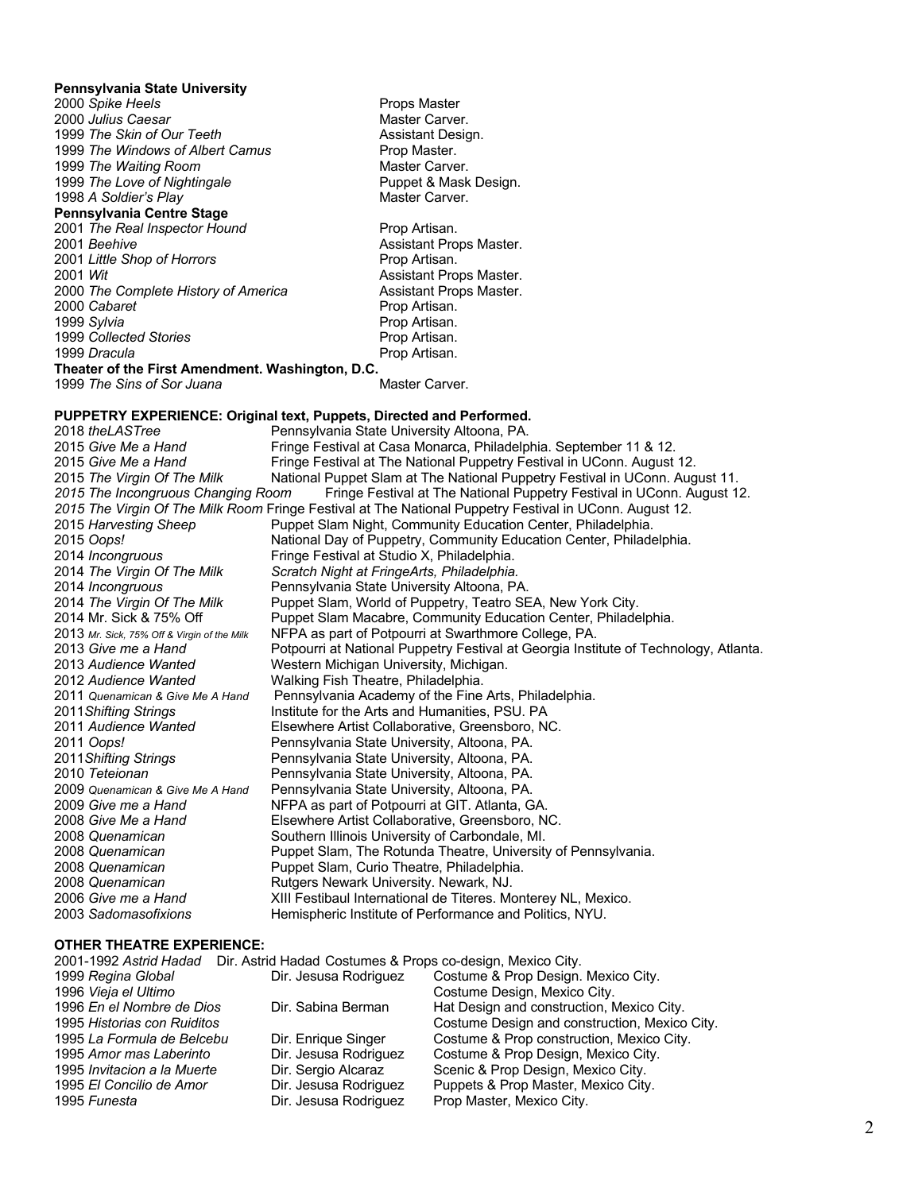**Pennsylvania State University**

| | |
|---|---|
| 2000 *Spike Heels* | Props Master |
| 2000 *Julius Caesar* | Master Carver. |
| 1999 *The Skin of Our Teeth* | Assistant Design. |
| 1999 *The Windows of Albert Camus* | Prop Master. |
| 1999 *The Waiting Room* | Master Carver. |
| 1999 *The Love of Nightingale* | Puppet & Mask Design. |
| 1998 *A Soldier's Play* | Master Carver. |

**Pennsylvania Centre Stage**

| | |
|---|---|
| 2001 *The Real Inspector Hound* | Prop Artisan. |
| 2001 *Beehive* | Assistant Props Master. |
| 2001 *Little Shop of Horrors* | Prop Artisan. |
| 2001 *Wit* | Assistant Props Master. |
| 2000 *The Complete History of America* | Assistant Props Master. |
| 2000 *Cabaret* | Prop Artisan. |
| 1999 *Sylvia* | Prop Artisan. |
| 1999 *Collected Stories* | Prop Artisan. |
| 1999 *Dracula* | Prop Artisan. |

**Theater of the First Amendment. Washington, D.C.**

| | |
|---|---|
| 1999 *The Sins of Sor Juana* | Master Carver. |

**PUPPETRY EXPERIENCE: Original text, Puppets, Directed and Performed.**

| | |
|---|---|
| 2018 *theLASTree* | Pennsylvania State University Altoona, PA. |
| 2015 *Give Me a Hand* | Fringe Festival at Casa Monarca, Philadelphia. September 11 & 12. |
| 2015 *Give Me a Hand* | Fringe Festival at The National Puppetry Festival in UConn. August 12. |
| 2015 *The Virgin Of The Milk* | National Puppet Slam at The National Puppetry Festival in UConn. August 11. |
| *2015 The Incongruous Changing Room* | Fringe Festival at The National Puppetry Festival in UConn. August 12. |
| *2015 The Virgin Of The Milk Room* | Fringe Festival at The National Puppetry Festival in UConn. August 12. |
| 2015 *Harvesting Sheep* | Puppet Slam Night, Community Education Center, Philadelphia. |
| 2015 *Oops!* | National Day of Puppetry, Community Education Center, Philadelphia. |
| 2014 *Incongruous* | Fringe Festival at Studio X, Philadelphia. |
| 2014 *The Virgin Of The Milk* | *Scratch Night at FringeArts, Philadelphia.* |
| 2014 *Incongruous* | Pennsylvania State University Altoona, PA. |
| 2014 *The Virgin Of The Milk* | Puppet Slam, World of Puppetry, Teatro SEA, New York City. |
| 2014 Mr. Sick & 75% Off | Puppet Slam Macabre, Community Education Center, Philadelphia. |
| 2013 *Mr. Sick, 75% Off & Virgin of the Milk* | NFPA as part of Potpourri at Swarthmore College, PA. |
| 2013 *Give me a Hand* | Potpourri at National Puppetry Festival at Georgia Institute of Technology, Atlanta. |
| 2013 *Audience Wanted* | Western Michigan University, Michigan. |
| 2012 *Audience Wanted* | Walking Fish Theatre, Philadelphia. |
| 2011 *Quenamican & Give Me A Hand* | Pennsylvania Academy of the Fine Arts, Philadelphia. |
| 2011*Shifting Strings* | Institute for the Arts and Humanities, PSU. PA |
| 2011 *Audience Wanted* | Elsewhere Artist Collaborative, Greensboro, NC. |
| 2011 *Oops!* | Pennsylvania State University, Altoona, PA. |
| 2011*Shifting Strings* | Pennsylvania State University, Altoona, PA. |
| 2010 *Teteionan* | Pennsylvania State University, Altoona, PA. |
| 2009 *Quenamican & Give Me A Hand* | Pennsylvania State University, Altoona, PA. |
| 2009 *Give me a Hand* | NFPA as part of Potpourri at GIT. Atlanta, GA. |
| 2008 *Give Me a Hand* | Elsewhere Artist Collaborative, Greensboro, NC. |
| 2008 *Quenamican* | Southern Illinois University of Carbondale, MI. |
| 2008 *Quenamican* | Puppet Slam, The Rotunda Theatre, University of Pennsylvania. |
| 2008 *Quenamican* | Puppet Slam, Curio Theatre, Philadelphia. |
| 2008 *Quenamican* | Rutgers Newark University. Newark, NJ. |
| 2006 *Give me a Hand* | XIII Festibaul International de Titeres. Monterey NL, Mexico. |
| 2003 *Sadomasofixions* | Hemispheric Institute of Performance and Politics, NYU. |

**OTHER THEATRE EXPERIENCE:**

2001-1992 *Astrid Hadad* Dir. Astrid Hadad Costumes & Props co-design, Mexico City.

| | | |
|---|---|---|
| 1999 *Regina Global* | Dir. Jesusa Rodriguez | Costume & Prop Design. Mexico City. |
| 1996 *Vieja el Ultimo* | | Costume Design, Mexico City. |
| 1996 *En el Nombre de Dios* | Dir. Sabina Berman | Hat Design and construction, Mexico City. |
| 1995 *Historias con Ruiditos* | | Costume Design and construction, Mexico City. |
| 1995 *La Formula de Belcebu* | Dir. Enrique Singer | Costume & Prop construction, Mexico City. |
| 1995 *Amor mas Laberinto* | Dir. Jesusa Rodriguez | Costume & Prop Design, Mexico City. |
| 1995 *Invitacion a la Muerte* | Dir. Sergio Alcaraz | Scenic & Prop Design, Mexico City. |
| 1995 *El Concilio de Amor* | Dir. Jesusa Rodriguez | Puppets & Prop Master, Mexico City. |
| 1995 *Funesta* | Dir. Jesusa Rodriguez | Prop Master, Mexico City. |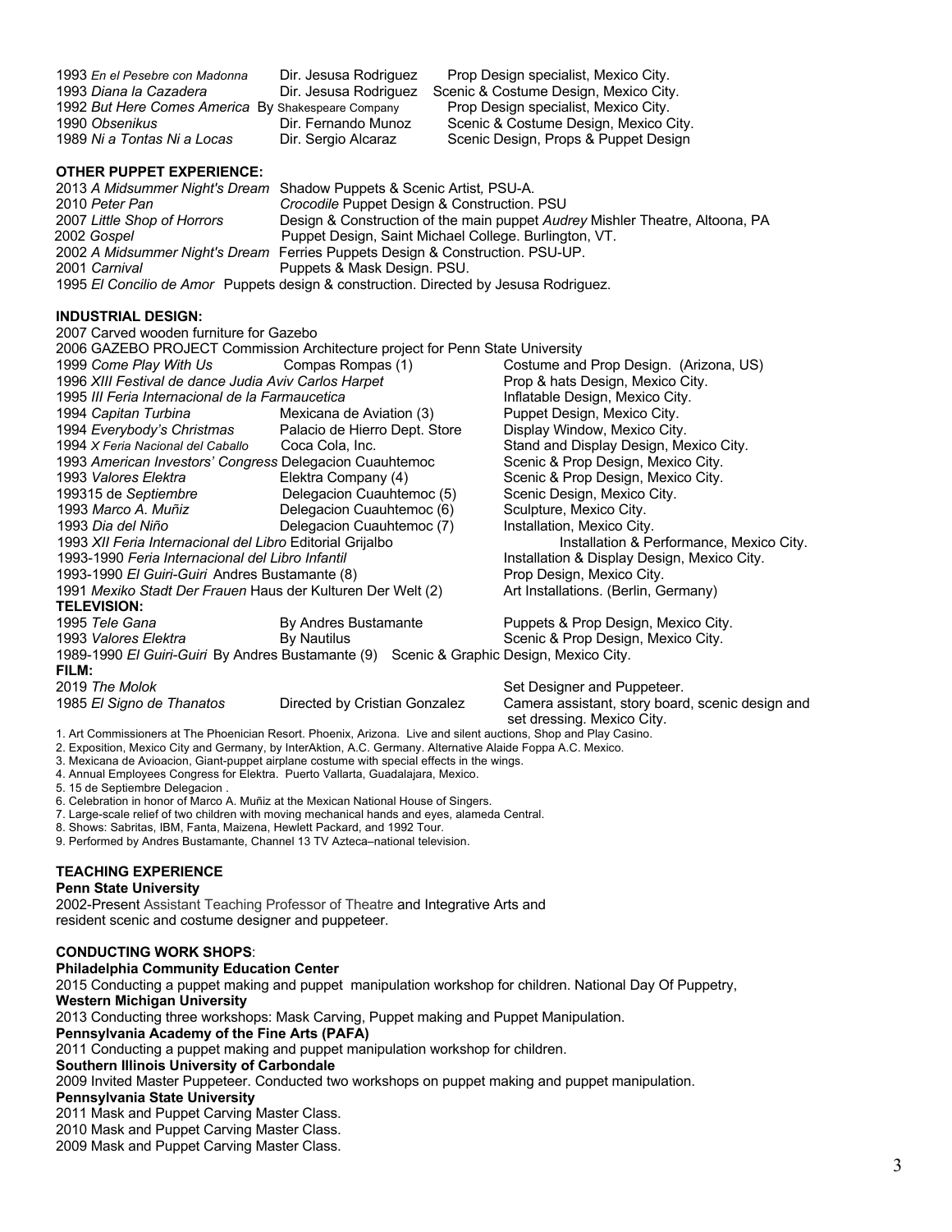| | | |
|---|---|---|
| 1993 *En el Pesebre con Madonna* | Dir. Jesusa Rodriguez | Prop Design specialist, Mexico City. |
| 1993 *Diana la Cazadera* | Dir. Jesusa Rodriguez | Scenic & Costume Design, Mexico City. |
| 1992 *But Here Comes America* By Shakespeare Company | | Prop Design specialist, Mexico City. |
| 1990 *Obsenikus* | Dir. Fernando Munoz | Scenic & Costume Design, Mexico City. |
| 1989 *Ni a Tontas Ni a Locas* | Dir. Sergio Alcaraz | Scenic Design, Props & Puppet Design |

**OTHER PUPPET EXPERIENCE:**

2013 *A Midsummer Night's Dream* Shadow Puppets & Scenic Artist, PSU-A.
2010 *Peter Pan* *Crocodile* Puppet Design & Construction. PSU
2007 *Little Shop of Horrors* Design & Construction of the main puppet *Audrey* Mishler Theatre, Altoona, PA
2002 *Gospel* Puppet Design, Saint Michael College. Burlington, VT.
2002 *A Midsummer Night's Dream* Ferries Puppets Design & Construction. PSU-UP.
2001 *Carnival* Puppets & Mask Design. PSU.
1995 *El Concilio de Amor* Puppets design & construction. Directed by Jesusa Rodriguez.

**INDUSTRIAL DESIGN:**

2007 Carved wooden furniture for Gazebo
2006 GAZEBO PROJECT Commission Architecture project for Penn State University

| | | |
|---|---|---|
| 1999 *Come Play With Us* | Compas Rompas (1) | Costume and Prop Design. (Arizona, US) |
| 1996 *XIII Festival de dance Judia Aviv Carlos Harpet* | | Prop & hats Design, Mexico City. |
| 1995 *III Feria Internacional de la Farmaucetica* | | Inflatable Design, Mexico City. |
| 1994 *Capitan Turbina* | Mexicana de Aviation (3) | Puppet Design, Mexico City. |
| 1994 *Everybody's Christmas* | Palacio de Hierro Dept. Store | Display Window, Mexico City. |
| 1994 *X Feria Nacional del Caballo* | Coca Cola, Inc. | Stand and Display Design, Mexico City. |
| 1993 *American Investors' Congress* | Delegacion Cuauhtemoc | Scenic & Prop Design, Mexico City. |
| 1993 *Valores Elektra* | Elektra Company (4) | Scenic & Prop Design, Mexico City. |
| 199315 *de Septiembre* | Delegacion Cuauhtemoc (5) | Scenic Design, Mexico City. |
| 1993 *Marco A. Muñiz* | Delegacion Cuauhtemoc (6) | Sculpture, Mexico City. |
| 1993 *Dia del Niño* | Delegacion Cuauhtemoc (7) | Installation, Mexico City. |
| 1993 *XII Feria Internacional del Libro* | Editorial Grijalbo | Installation & Performance, Mexico City. |
| 1993-1990 *Feria Internacional del Libro Infantil* | | Installation & Display Design, Mexico City. |
| 1993-1990 *El Guiri-Guiri* | Andres Bustamante (8) | Prop Design, Mexico City. |
| 1991 *Mexiko Stadt Der Frauen* | Haus der Kulturen Der Welt (2) | Art Installations. (Berlin, Germany) |

**TELEVISION:**

| | | |
|---|---|---|
| 1995 *Tele Gana* | By Andres Bustamante | Puppets & Prop Design, Mexico City. |
| 1993 *Valores Elektra* | By Nautilus | Scenic & Prop Design, Mexico City. |
| 1989-1990 *El Guiri-Guiri* | By Andres Bustamante (9) | Scenic & Graphic Design, Mexico City. |

**FILM:**

| | | |
|---|---|---|
| 2019 *The Molok* | | Set Designer and Puppeteer. |
| 1985 *El Signo de Thanatos* | Directed by Cristian Gonzalez | Camera assistant, story board, scenic design and set dressing. Mexico City. |

1. Art Commissioners at The Phoenician Resort. Phoenix, Arizona. Live and silent auctions, Shop and Play Casino.
2. Exposition, Mexico City and Germany, by InterAktion, A.C. Germany. Alternative Alaide Foppa A.C. Mexico.
3. Mexicana de Avioacion, Giant-puppet airplane costume with special effects in the wings.
4. Annual Employees Congress for Elektra. Puerto Vallarta, Guadalajara, Mexico.
5. 15 de Septiembre Delegacion .
6. Celebration in honor of Marco A. Muñiz at the Mexican National House of Singers.
7. Large-scale relief of two children with moving mechanical hands and eyes, alameda Central.
8. Shows: Sabritas, IBM, Fanta, Maizena, Hewlett Packard, and 1992 Tour.
9. Performed by Andres Bustamante, Channel 13 TV Azteca–national television.

**TEACHING EXPERIENCE**

**Penn State University**

2002-Present Assistant Teaching Professor of Theatre and Integrative Arts and resident scenic and costume designer and puppeteer.

**CONDUCTING WORK SHOPS**:

**Philadelphia Community Education Center**

2015 Conducting a puppet making and puppet manipulation workshop for children. National Day Of Puppetry,

**Western Michigan University**

2013 Conducting three workshops: Mask Carving, Puppet making and Puppet Manipulation.

**Pennsylvania Academy of the Fine Arts (PAFA)**

2011 Conducting a puppet making and puppet manipulation workshop for children.

**Southern Illinois University of Carbondale**

2009 Invited Master Puppeteer. Conducted two workshops on puppet making and puppet manipulation.

**Pennsylvania State University**

2011 Mask and Puppet Carving Master Class.
2010 Mask and Puppet Carving Master Class.
2009 Mask and Puppet Carving Master Class.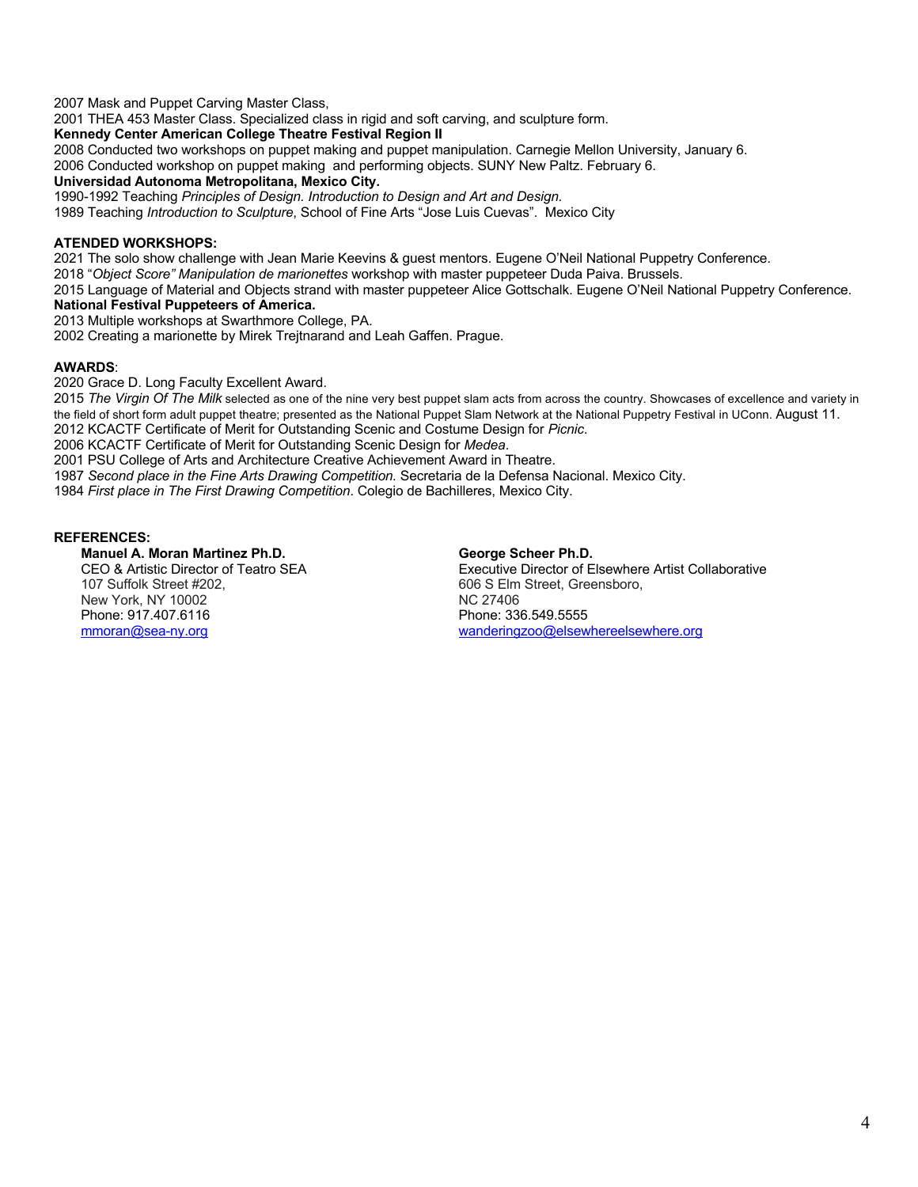2007 Mask and Puppet Carving Master Class,
2001 THEA 453 Master Class. Specialized class in rigid and soft carving, and sculpture form.

**Kennedy Center American College Theatre Festival Region II**

2008 Conducted two workshops on puppet making and puppet manipulation. Carnegie Mellon University, January 6.
2006 Conducted workshop on puppet making and performing objects. SUNY New Paltz. February 6.

**Universidad Autonoma Metropolitana, Mexico City.**

1990-1992 Teaching *Principles of Design. Introduction to Design and Art and Design.*
1989 Teaching *Introduction to Sculpture*, School of Fine Arts "Jose Luis Cuevas". Mexico City

**ATENDED WORKSHOPS:**

2021 The solo show challenge with Jean Marie Keevins & guest mentors. Eugene O'Neil National Puppetry Conference.
2018 "*Object Score" Manipulation de marionettes* workshop with master puppeteer Duda Paiva. Brussels.
2015 Language of Material and Objects strand with master puppeteer Alice Gottschalk. Eugene O'Neil National Puppetry Conference.

**National Festival Puppeteers of America.**

2013 Multiple workshops at Swarthmore College, PA.
2002 Creating a marionette by Mirek Trejtnarand and Leah Gaffen. Prague.

**AWARDS**:

2020 Grace D. Long Faculty Excellent Award.
2015 *The Virgin Of The Milk* selected as one of the nine very best puppet slam acts from across the country. Showcases of excellence and variety in the field of short form adult puppet theatre; presented as the National Puppet Slam Network at the National Puppetry Festival in UConn. August 11.
2012 KCACTF Certificate of Merit for Outstanding Scenic and Costume Design for *Picnic*.
2006 KCACTF Certificate of Merit for Outstanding Scenic Design for *Medea*.
2001 PSU College of Arts and Architecture Creative Achievement Award in Theatre.
1987 *Second place in the Fine Arts Drawing Competition.* Secretaria de la Defensa Nacional. Mexico City.
1984 *First place in The First Drawing Competition*. Colegio de Bachilleres, Mexico City.

**REFERENCES:**

**Manuel A. Moran Martinez Ph.D.**
CEO & Artistic Director of Teatro SEA
107 Suffolk Street #202,
New York, NY 10002
Phone: 917.407.6116
mmoran@sea-ny.org

**George Scheer Ph.D.**
Executive Director of Elsewhere Artist Collaborative
606 S Elm Street, Greensboro,
NC 27406
Phone: 336.549.5555
wanderingzoo@elsewhereelsewhere.org